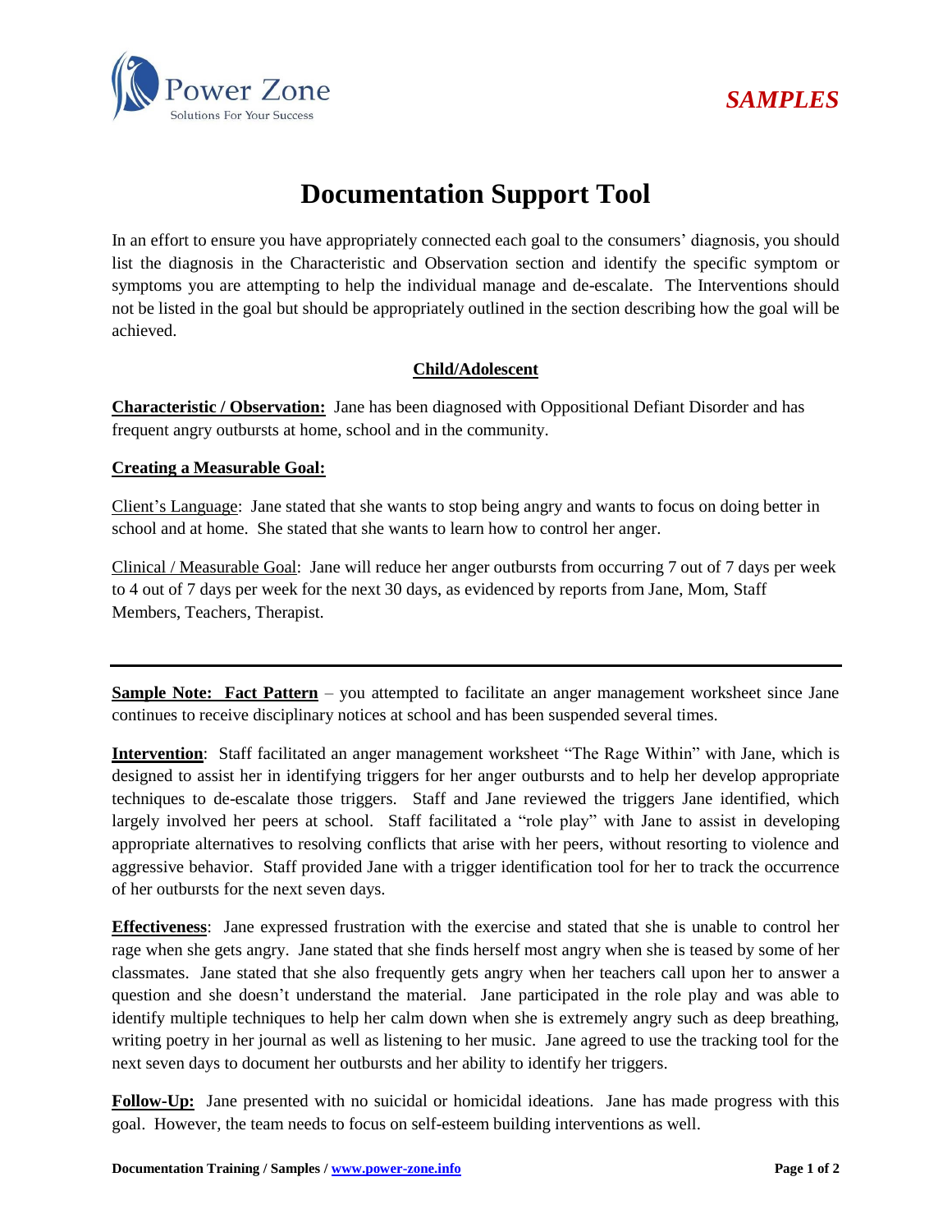Power Zone
Solutions For Your Success

*SAMPLES*

# Documentation Support Tool

In an effort to ensure you have appropriately connected each goal to the consumers' diagnosis, you should list the diagnosis in the Characteristic and Observation section and identify the specific symptom or symptoms you are attempting to help the individual manage and de-escalate. The Interventions should not be listed in the goal but should be appropriately outlined in the section describing how the goal will be achieved.

## Child/Adolescent

**Characteristic / Observation:** Jane has been diagnosed with Oppositional Defiant Disorder and has frequent angry outbursts at home, school and in the community.

**Creating a Measurable Goal:**

Client's Language: Jane stated that she wants to stop being angry and wants to focus on doing better in school and at home. She stated that she wants to learn how to control her anger.

Clinical / Measurable Goal: Jane will reduce her anger outbursts from occurring 7 out of 7 days per week to 4 out of 7 days per week for the next 30 days, as evidenced by reports from Jane, Mom, Staff Members, Teachers, Therapist.

---

**Sample Note: Fact Pattern** – you attempted to facilitate an anger management worksheet since Jane continues to receive disciplinary notices at school and has been suspended several times.

**Intervention**: Staff facilitated an anger management worksheet "The Rage Within" with Jane, which is designed to assist her in identifying triggers for her anger outbursts and to help her develop appropriate techniques to de-escalate those triggers. Staff and Jane reviewed the triggers Jane identified, which largely involved her peers at school. Staff facilitated a "role play" with Jane to assist in developing appropriate alternatives to resolving conflicts that arise with her peers, without resorting to violence and aggressive behavior. Staff provided Jane with a trigger identification tool for her to track the occurrence of her outbursts for the next seven days.

**Effectiveness**: Jane expressed frustration with the exercise and stated that she is unable to control her rage when she gets angry. Jane stated that she finds herself most angry when she is teased by some of her classmates. Jane stated that she also frequently gets angry when her teachers call upon her to answer a question and she doesn't understand the material. Jane participated in the role play and was able to identify multiple techniques to help her calm down when she is extremely angry such as deep breathing, writing poetry in her journal as well as listening to her music. Jane agreed to use the tracking tool for the next seven days to document her outbursts and her ability to identify her triggers.

**Follow-Up:** Jane presented with no suicidal or homicidal ideations. Jane has made progress with this goal. However, the team needs to focus on self-esteem building interventions as well.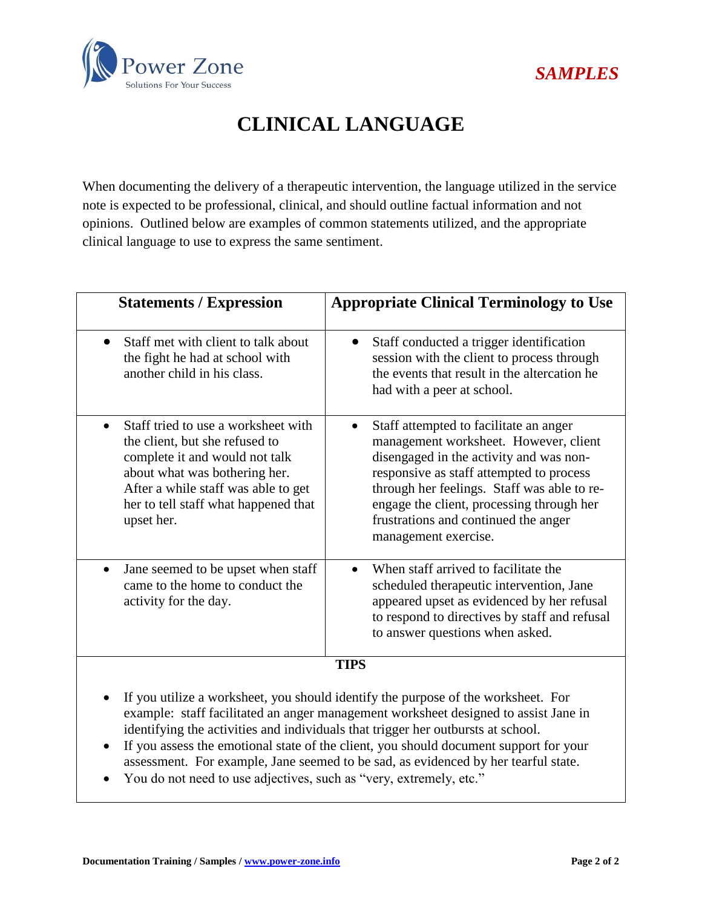Power Zone
Solutions For Your Success

*SAMPLES*

# CLINICAL LANGUAGE

When documenting the delivery of a therapeutic intervention, the language utilized in the service note is expected to be professional, clinical, and should outline factual information and not opinions. Outlined below are examples of common statements utilized, and the appropriate clinical language to use to express the same sentiment.

| Statements / Expression | Appropriate Clinical Terminology to Use |
|---|---|
| • Staff met with client to talk about the fight he had at school with another child in his class. | • Staff conducted a trigger identification session with the client to process through the events that result in the altercation he had with a peer at school. |
| • Staff tried to use a worksheet with the client, but she refused to complete it and would not talk about what was bothering her. After a while staff was able to get her to tell staff what happened that upset her. | • Staff attempted to facilitate an anger management worksheet. However, client disengaged in the activity and was non-responsive as staff attempted to process through her feelings. Staff was able to re-engage the client, processing through her frustrations and continued the anger management exercise. |
| • Jane seemed to be upset when staff came to the home to conduct the activity for the day. | • When staff arrived to facilitate the scheduled therapeutic intervention, Jane appeared upset as evidenced by her refusal to respond to directives by staff and refusal to answer questions when asked. |

**TIPS**

- If you utilize a worksheet, you should identify the purpose of the worksheet. For example: staff facilitated an anger management worksheet designed to assist Jane in identifying the activities and individuals that trigger her outbursts at school.
- If you assess the emotional state of the client, you should document support for your assessment. For example, Jane seemed to be sad, as evidenced by her tearful state.
- You do not need to use adjectives, such as "very, extremely, etc."